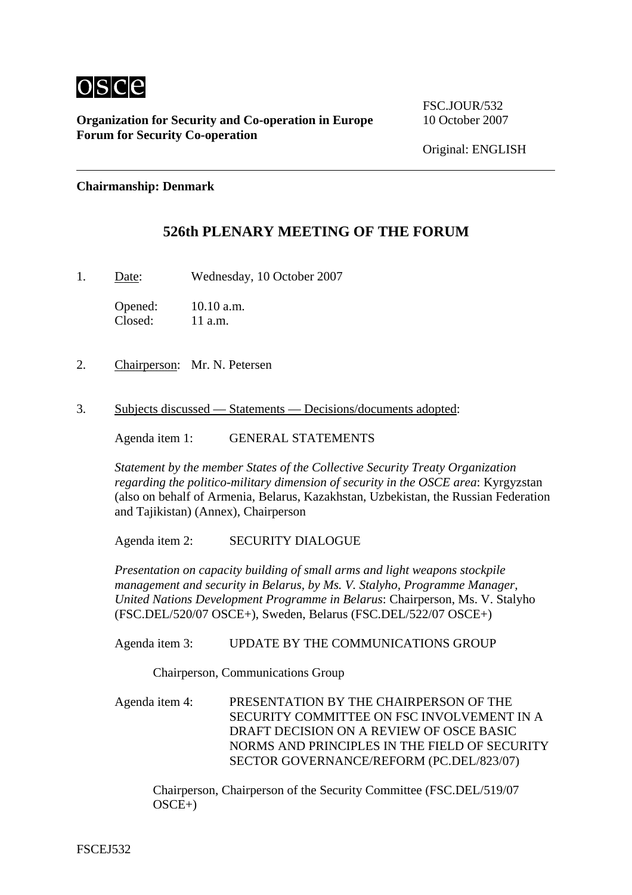**OSCE**

**Organization for Security and Co-operation in Europe**
**Forum for Security Co-operation**

FSC.JOUR/532
10 October 2007

Original: ENGLISH

---

**Chairmanship: Denmark**

## 526th PLENARY MEETING OF THE FORUM

1. Date: Wednesday, 10 October 2007

   Opened: 10.10 a.m.
   Closed: 11 a.m.

2. Chairperson: Mr. N. Petersen

3. Subjects discussed — Statements — Decisions/documents adopted:

   Agenda item 1: GENERAL STATEMENTS

   *Statement by the member States of the Collective Security Treaty Organization regarding the politico-military dimension of security in the OSCE area*: Kyrgyzstan (also on behalf of Armenia, Belarus, Kazakhstan, Uzbekistan, the Russian Federation and Tajikistan) (Annex), Chairperson

   Agenda item 2: SECURITY DIALOGUE

   *Presentation on capacity building of small arms and light weapons stockpile management and security in Belarus, by Ms. V. Stalyho, Programme Manager, United Nations Development Programme in Belarus*: Chairperson, Ms. V. Stalyho (FSC.DEL/520/07 OSCE+), Sweden, Belarus (FSC.DEL/522/07 OSCE+)

   Agenda item 3: UPDATE BY THE COMMUNICATIONS GROUP

   Chairperson, Communications Group

   Agenda item 4: PRESENTATION BY THE CHAIRPERSON OF THE SECURITY COMMITTEE ON FSC INVOLVEMENT IN A DRAFT DECISION ON A REVIEW OF OSCE BASIC NORMS AND PRINCIPLES IN THE FIELD OF SECURITY SECTOR GOVERNANCE/REFORM (PC.DEL/823/07)

   Chairperson, Chairperson of the Security Committee (FSC.DEL/519/07 OSCE+)

FSCEJ532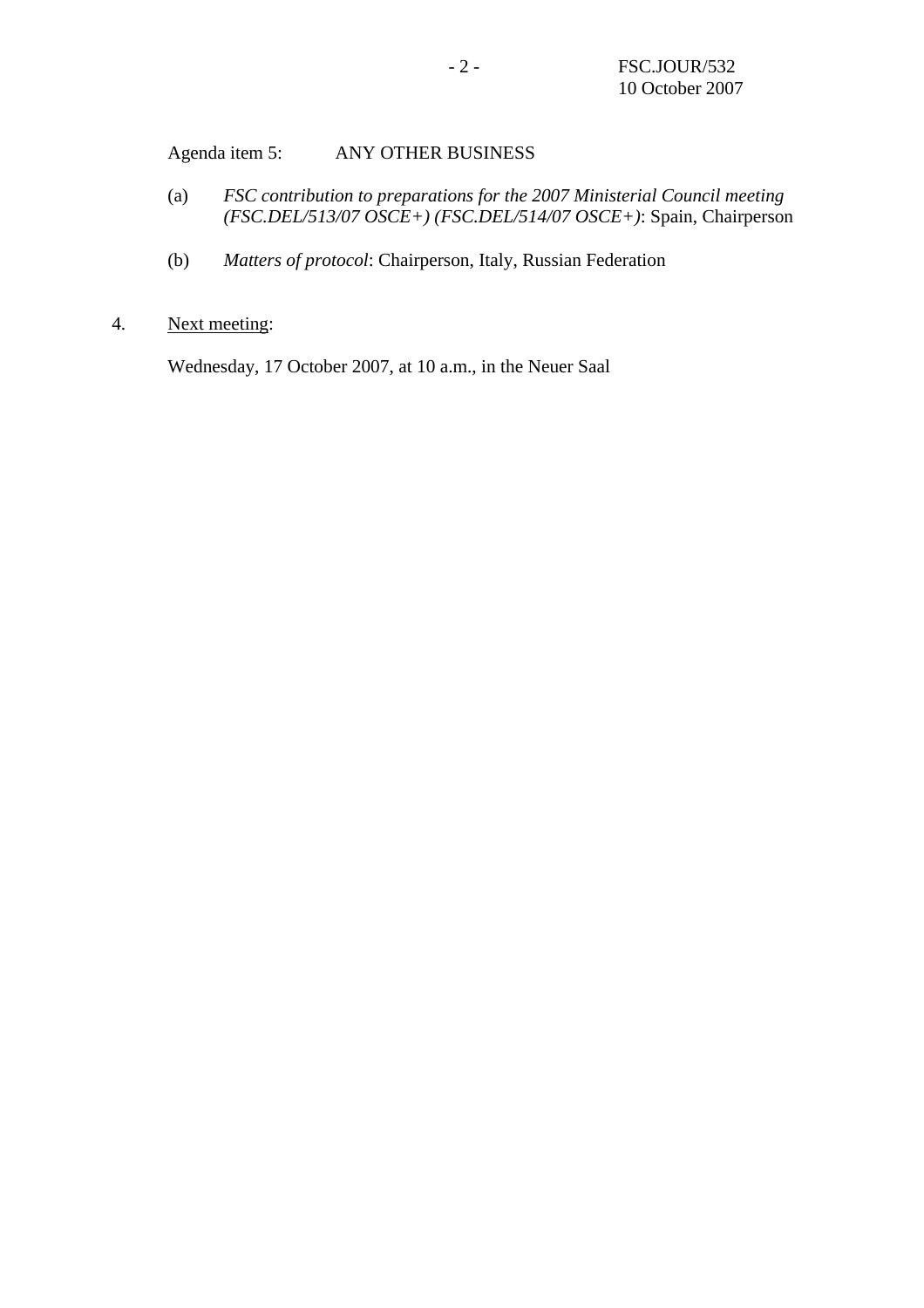Agenda item 5: ANY OTHER BUSINESS

(a) *FSC contribution to preparations for the 2007 Ministerial Council meeting (FSC.DEL/513/07 OSCE+) (FSC.DEL/514/07 OSCE+)*: Spain, Chairperson

(b) *Matters of protocol*: Chairperson, Italy, Russian Federation

4. Next meeting:

Wednesday, 17 October 2007, at 10 a.m., in the Neuer Saal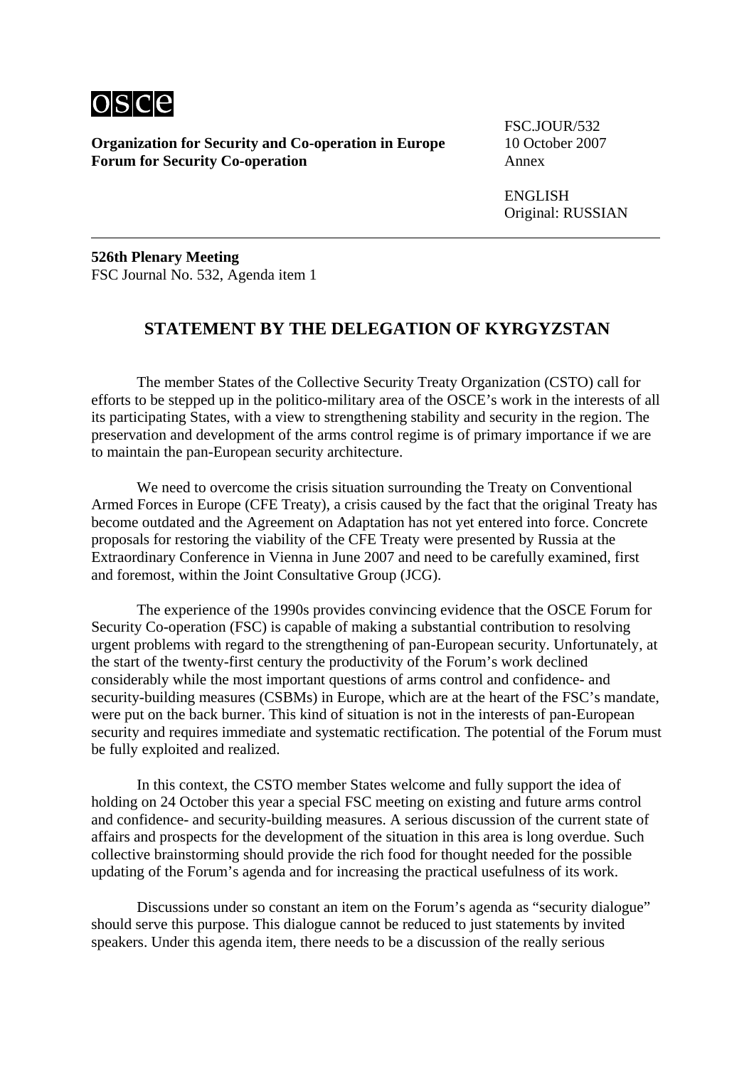FSC.JOUR/532
10 October 2007
Annex

ENGLISH
Original: RUSSIAN

**Organization for Security and Co-operation in Europe**
**Forum for Security Co-operation**

**526th Plenary Meeting**
FSC Journal No. 532, Agenda item 1

## STATEMENT BY THE DELEGATION OF KYRGYZSTAN

The member States of the Collective Security Treaty Organization (CSTO) call for efforts to be stepped up in the politico-military area of the OSCE's work in the interests of all its participating States, with a view to strengthening stability and security in the region. The preservation and development of the arms control regime is of primary importance if we are to maintain the pan-European security architecture.

We need to overcome the crisis situation surrounding the Treaty on Conventional Armed Forces in Europe (CFE Treaty), a crisis caused by the fact that the original Treaty has become outdated and the Agreement on Adaptation has not yet entered into force. Concrete proposals for restoring the viability of the CFE Treaty were presented by Russia at the Extraordinary Conference in Vienna in June 2007 and need to be carefully examined, first and foremost, within the Joint Consultative Group (JCG).

The experience of the 1990s provides convincing evidence that the OSCE Forum for Security Co-operation (FSC) is capable of making a substantial contribution to resolving urgent problems with regard to the strengthening of pan-European security. Unfortunately, at the start of the twenty-first century the productivity of the Forum's work declined considerably while the most important questions of arms control and confidence- and security-building measures (CSBMs) in Europe, which are at the heart of the FSC's mandate, were put on the back burner. This kind of situation is not in the interests of pan-European security and requires immediate and systematic rectification. The potential of the Forum must be fully exploited and realized.

In this context, the CSTO member States welcome and fully support the idea of holding on 24 October this year a special FSC meeting on existing and future arms control and confidence- and security-building measures. A serious discussion of the current state of affairs and prospects for the development of the situation in this area is long overdue. Such collective brainstorming should provide the rich food for thought needed for the possible updating of the Forum's agenda and for increasing the practical usefulness of its work.

Discussions under so constant an item on the Forum's agenda as "security dialogue" should serve this purpose. This dialogue cannot be reduced to just statements by invited speakers. Under this agenda item, there needs to be a discussion of the really serious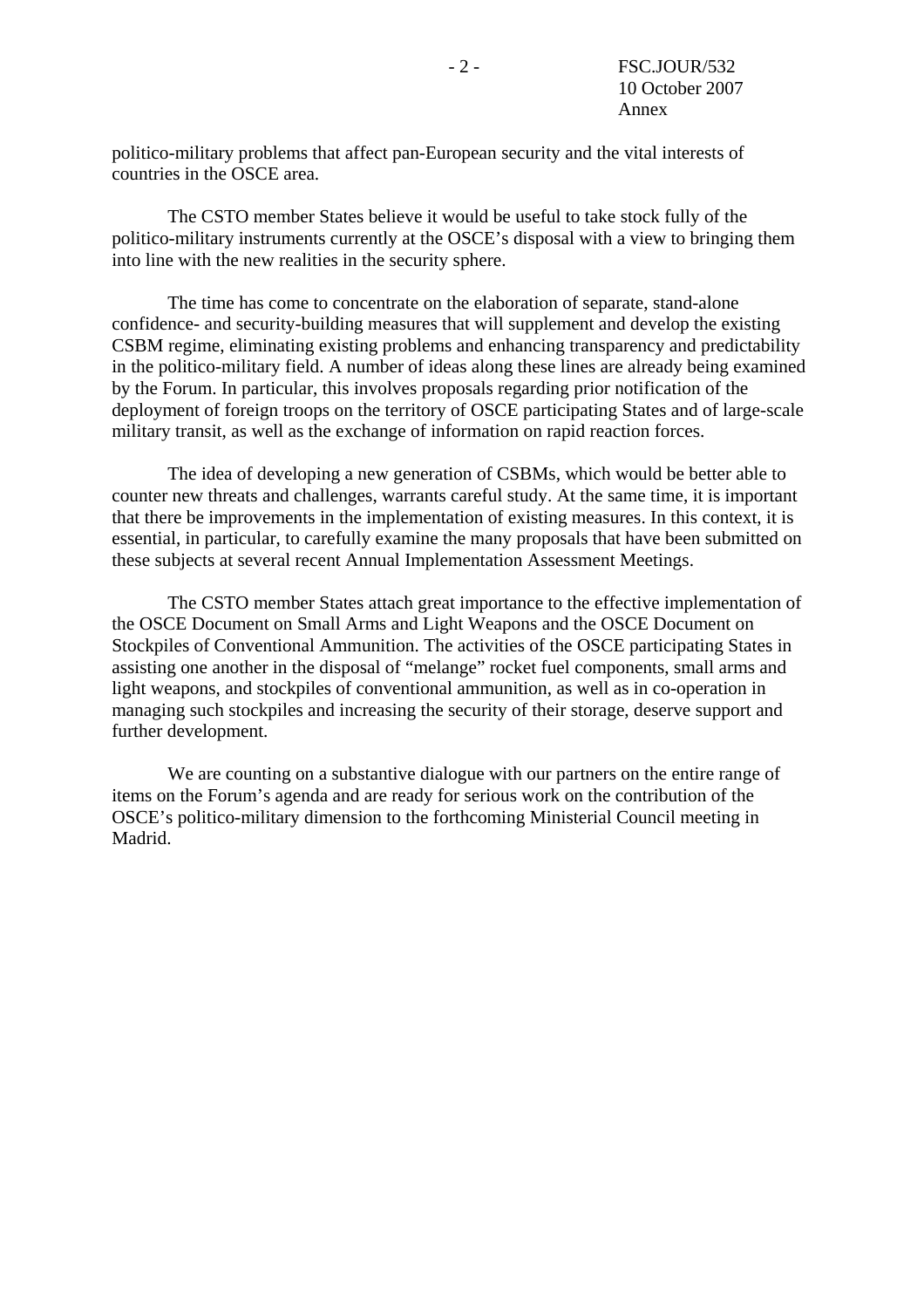politico-military problems that affect pan-European security and the vital interests of countries in the OSCE area.

The CSTO member States believe it would be useful to take stock fully of the politico-military instruments currently at the OSCE's disposal with a view to bringing them into line with the new realities in the security sphere.

The time has come to concentrate on the elaboration of separate, stand-alone confidence- and security-building measures that will supplement and develop the existing CSBM regime, eliminating existing problems and enhancing transparency and predictability in the politico-military field. A number of ideas along these lines are already being examined by the Forum. In particular, this involves proposals regarding prior notification of the deployment of foreign troops on the territory of OSCE participating States and of large-scale military transit, as well as the exchange of information on rapid reaction forces.

The idea of developing a new generation of CSBMs, which would be better able to counter new threats and challenges, warrants careful study. At the same time, it is important that there be improvements in the implementation of existing measures. In this context, it is essential, in particular, to carefully examine the many proposals that have been submitted on these subjects at several recent Annual Implementation Assessment Meetings.

The CSTO member States attach great importance to the effective implementation of the OSCE Document on Small Arms and Light Weapons and the OSCE Document on Stockpiles of Conventional Ammunition. The activities of the OSCE participating States in assisting one another in the disposal of "melange" rocket fuel components, small arms and light weapons, and stockpiles of conventional ammunition, as well as in co-operation in managing such stockpiles and increasing the security of their storage, deserve support and further development.

We are counting on a substantive dialogue with our partners on the entire range of items on the Forum's agenda and are ready for serious work on the contribution of the OSCE's politico-military dimension to the forthcoming Ministerial Council meeting in Madrid.